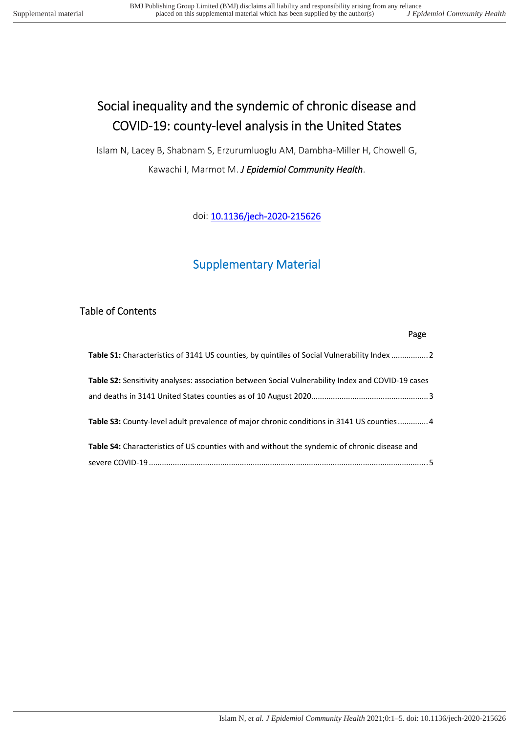# Social inequality and the syndemic of chronic disease and COVID-19: county-level analysis in the United States

Islam N, Lacey B, Shabnam S, Erzurumluoglu AM, Dambha-Miller H, Chowell G, Kawachi I, Marmot M. *J Epidemiol Community Health*.

doi: 10.1136/jech-2020-215626

## Supplementary Material

### Table of Contents

| | Page |
|---|---|
| **Table S1:** Characteristics of 3141 US counties, by quintiles of Social Vulnerability Index | 2 |
| **Table S2:** Sensitivity analyses: association between Social Vulnerability Index and COVID-19 cases and deaths in 3141 United States counties as of 10 August 2020 | 3 |
| **Table S3:** County-level adult prevalence of major chronic conditions in 3141 US counties | 4 |
| **Table S4:** Characteristics of US counties with and without the syndemic of chronic disease and severe COVID-19 | 5 |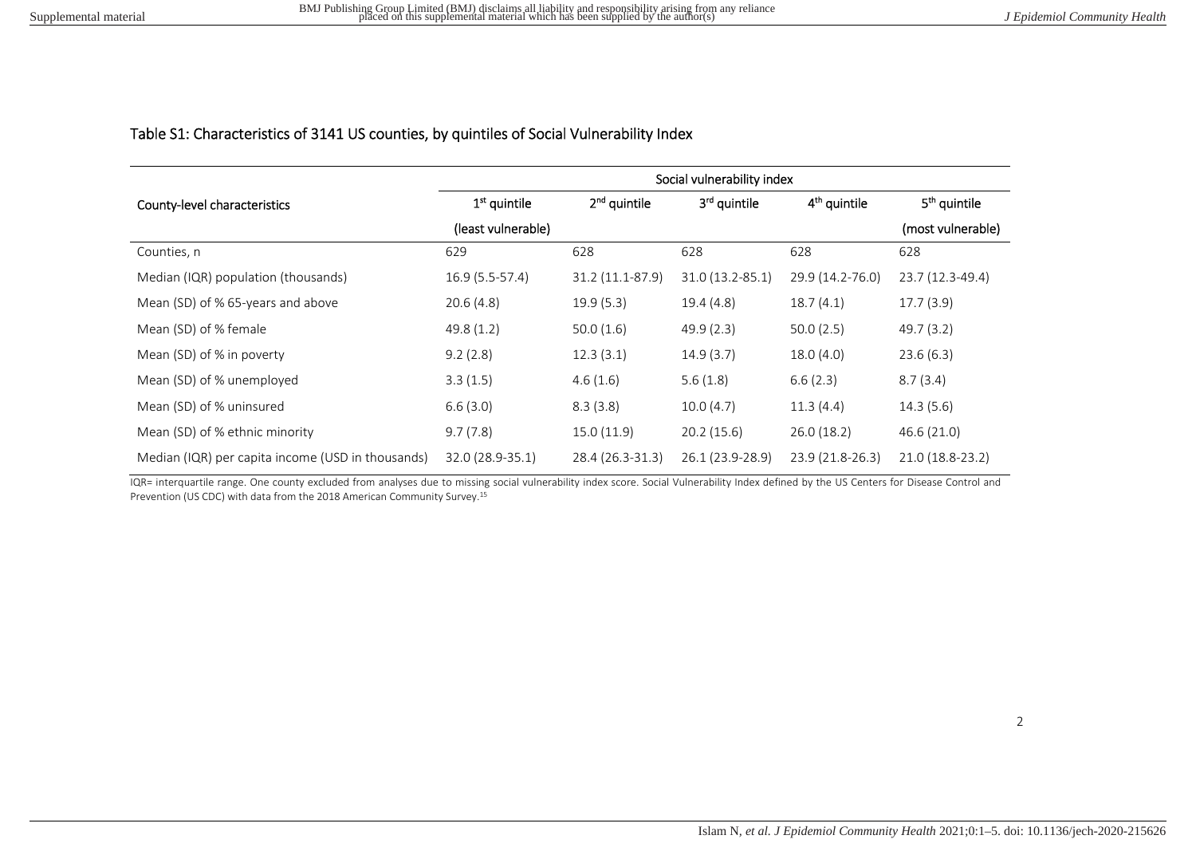## Table S1: Characteristics of 3141 US counties, by quintiles of Social Vulnerability Index

| County-level characteristics | Social vulnerability index | | | | |
|---|---|---|---|---|---|
| | 1st quintile (least vulnerable) | 2nd quintile | 3rd quintile | 4th quintile | 5th quintile (most vulnerable) |
| Counties, n | 629 | 628 | 628 | 628 | 628 |
| Median (IQR) population (thousands) | 16.9 (5.5-57.4) | 31.2 (11.1-87.9) | 31.0 (13.2-85.1) | 29.9 (14.2-76.0) | 23.7 (12.3-49.4) |
| Mean (SD) of % 65-years and above | 20.6 (4.8) | 19.9 (5.3) | 19.4 (4.8) | 18.7 (4.1) | 17.7 (3.9) |
| Mean (SD) of % female | 49.8 (1.2) | 50.0 (1.6) | 49.9 (2.3) | 50.0 (2.5) | 49.7 (3.2) |
| Mean (SD) of % in poverty | 9.2 (2.8) | 12.3 (3.1) | 14.9 (3.7) | 18.0 (4.0) | 23.6 (6.3) |
| Mean (SD) of % unemployed | 3.3 (1.5) | 4.6 (1.6) | 5.6 (1.8) | 6.6 (2.3) | 8.7 (3.4) |
| Mean (SD) of % uninsured | 6.6 (3.0) | 8.3 (3.8) | 10.0 (4.7) | 11.3 (4.4) | 14.3 (5.6) |
| Mean (SD) of % ethnic minority | 9.7 (7.8) | 15.0 (11.9) | 20.2 (15.6) | 26.0 (18.2) | 46.6 (21.0) |
| Median (IQR) per capita income (USD in thousands) | 32.0 (28.9-35.1) | 28.4 (26.3-31.3) | 26.1 (23.9-28.9) | 23.9 (21.8-26.3) | 21.0 (18.8-23.2) |

IQR= interquartile range. One county excluded from analyses due to missing social vulnerability index score. Social Vulnerability Index defined by the US Centers for Disease Control and Prevention (US CDC) with data from the 2018 American Community Survey.[15]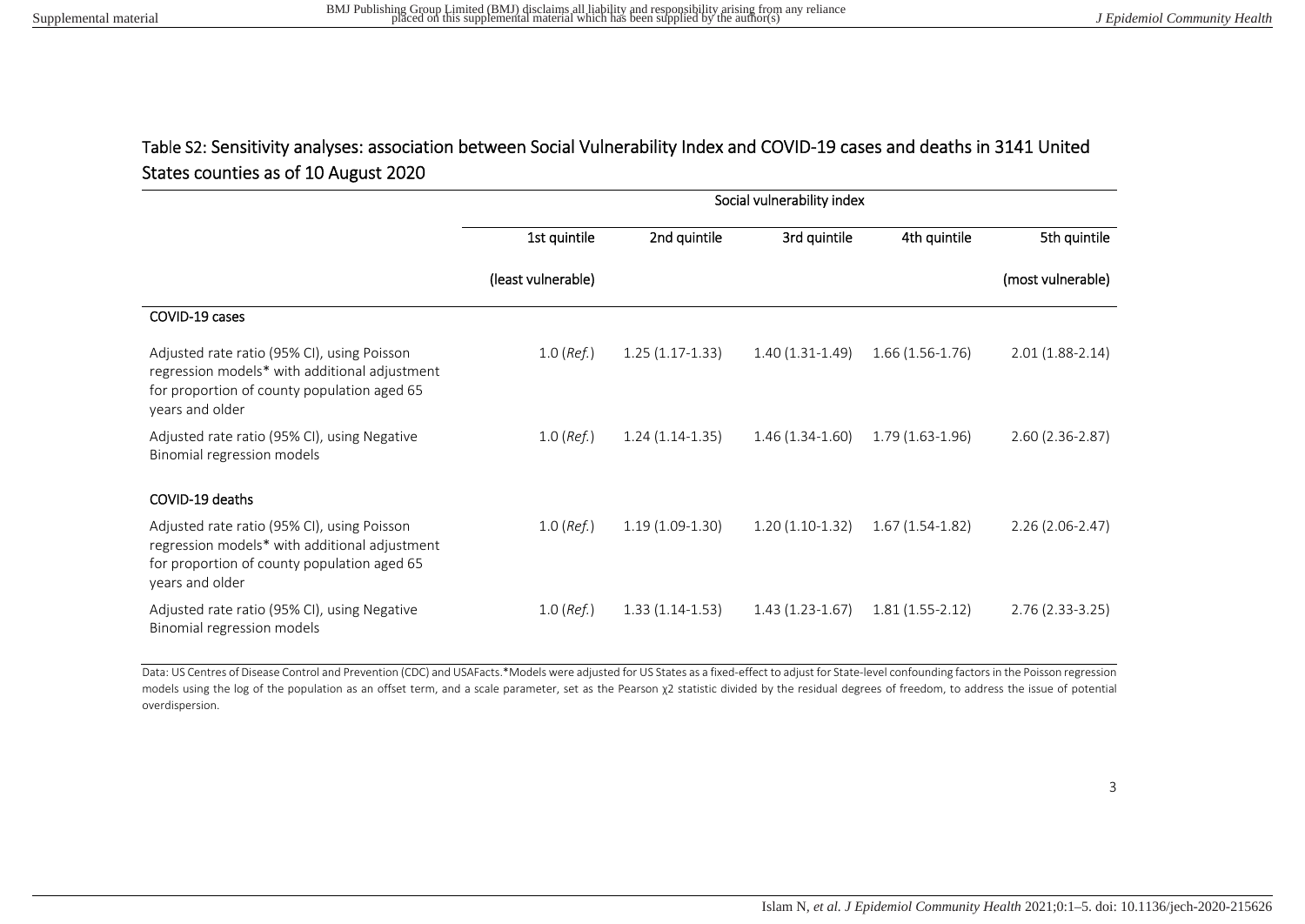## Table S2: Sensitivity analyses: association between Social Vulnerability Index and COVID-19 cases and deaths in 3141 United States counties as of 10 August 2020

| | Social vulnerability index | | | | |
|---|---|---|---|---|---|
| | 1st quintile (least vulnerable) | 2nd quintile | 3rd quintile | 4th quintile | 5th quintile (most vulnerable) |
| **COVID-19 cases** | | | | | |
| Adjusted rate ratio (95% CI), using Poisson regression models* with additional adjustment for proportion of county population aged 65 years and older | 1.0 (*Ref.*) | 1.25 (1.17-1.33) | 1.40 (1.31-1.49) | 1.66 (1.56-1.76) | 2.01 (1.88-2.14) |
| Adjusted rate ratio (95% CI), using Negative Binomial regression models | 1.0 (*Ref.*) | 1.24 (1.14-1.35) | 1.46 (1.34-1.60) | 1.79 (1.63-1.96) | 2.60 (2.36-2.87) |
| **COVID-19 deaths** | | | | | |
| Adjusted rate ratio (95% CI), using Poisson regression models* with additional adjustment for proportion of county population aged 65 years and older | 1.0 (*Ref.*) | 1.19 (1.09-1.30) | 1.20 (1.10-1.32) | 1.67 (1.54-1.82) | 2.26 (2.06-2.47) |
| Adjusted rate ratio (95% CI), using Negative Binomial regression models | 1.0 (*Ref.*) | 1.33 (1.14-1.53) | 1.43 (1.23-1.67) | 1.81 (1.55-2.12) | 2.76 (2.33-3.25) |

Data: US Centres of Disease Control and Prevention (CDC) and USAFacts.*Models were adjusted for US States as a fixed-effect to adjust for State-level confounding factors in the Poisson regression models using the log of the population as an offset term, and a scale parameter, set as the Pearson $\chi^2$ statistic divided by the residual degrees of freedom, to address the issue of potential overdispersion.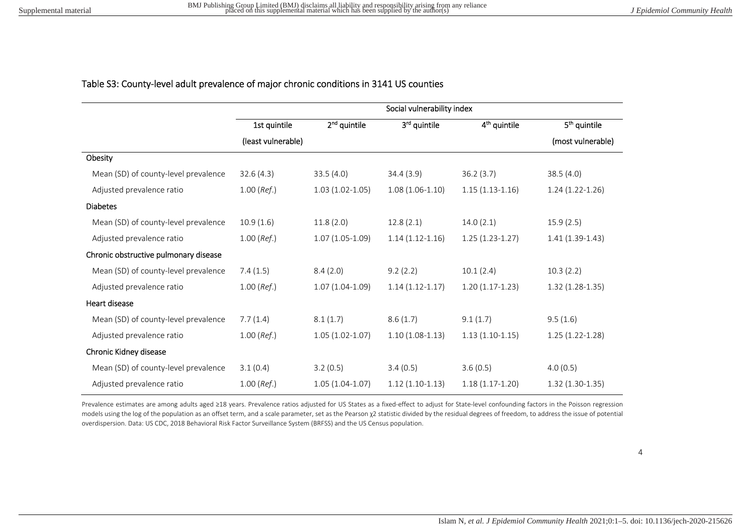## Table S3: County-level adult prevalence of major chronic conditions in 3141 US counties

| | Social vulnerability index | | | | |
|---|---|---|---|---|---|
| | 1st quintile (least vulnerable) | 2nd quintile | 3rd quintile | 4th quintile | 5th quintile (most vulnerable) |
| **Obesity** | | | | | |
| Mean (SD) of county-level prevalence | 32.6 (4.3) | 33.5 (4.0) | 34.4 (3.9) | 36.2 (3.7) | 38.5 (4.0) |
| Adjusted prevalence ratio | 1.00 (*Ref.*) | 1.03 (1.02-1.05) | 1.08 (1.06-1.10) | 1.15 (1.13-1.16) | 1.24 (1.22-1.26) |
| **Diabetes** | | | | | |
| Mean (SD) of county-level prevalence | 10.9 (1.6) | 11.8 (2.0) | 12.8 (2.1) | 14.0 (2.1) | 15.9 (2.5) |
| Adjusted prevalence ratio | 1.00 (*Ref.*) | 1.07 (1.05-1.09) | 1.14 (1.12-1.16) | 1.25 (1.23-1.27) | 1.41 (1.39-1.43) |
| **Chronic obstructive pulmonary disease** | | | | | |
| Mean (SD) of county-level prevalence | 7.4 (1.5) | 8.4 (2.0) | 9.2 (2.2) | 10.1 (2.4) | 10.3 (2.2) |
| Adjusted prevalence ratio | 1.00 (*Ref.*) | 1.07 (1.04-1.09) | 1.14 (1.12-1.17) | 1.20 (1.17-1.23) | 1.32 (1.28-1.35) |
| **Heart disease** | | | | | |
| Mean (SD) of county-level prevalence | 7.7 (1.4) | 8.1 (1.7) | 8.6 (1.7) | 9.1 (1.7) | 9.5 (1.6) |
| Adjusted prevalence ratio | 1.00 (*Ref.*) | 1.05 (1.02-1.07) | 1.10 (1.08-1.13) | 1.13 (1.10-1.15) | 1.25 (1.22-1.28) |
| **Chronic Kidney disease** | | | | | |
| Mean (SD) of county-level prevalence | 3.1 (0.4) | 3.2 (0.5) | 3.4 (0.5) | 3.6 (0.5) | 4.0 (0.5) |
| Adjusted prevalence ratio | 1.00 (*Ref.*) | 1.05 (1.04-1.07) | 1.12 (1.10-1.13) | 1.18 (1.17-1.20) | 1.32 (1.30-1.35) |

Prevalence estimates are among adults aged ≥18 years. Prevalence ratios adjusted for US States as a fixed-effect to adjust for State-level confounding factors in the Poisson regression models using the log of the population as an offset term, and a scale parameter, set as the Pearson $\chi^2$ statistic divided by the residual degrees of freedom, to address the issue of potential overdispersion. Data: US CDC, 2018 Behavioral Risk Factor Surveillance System (BRFSS) and the US Census population.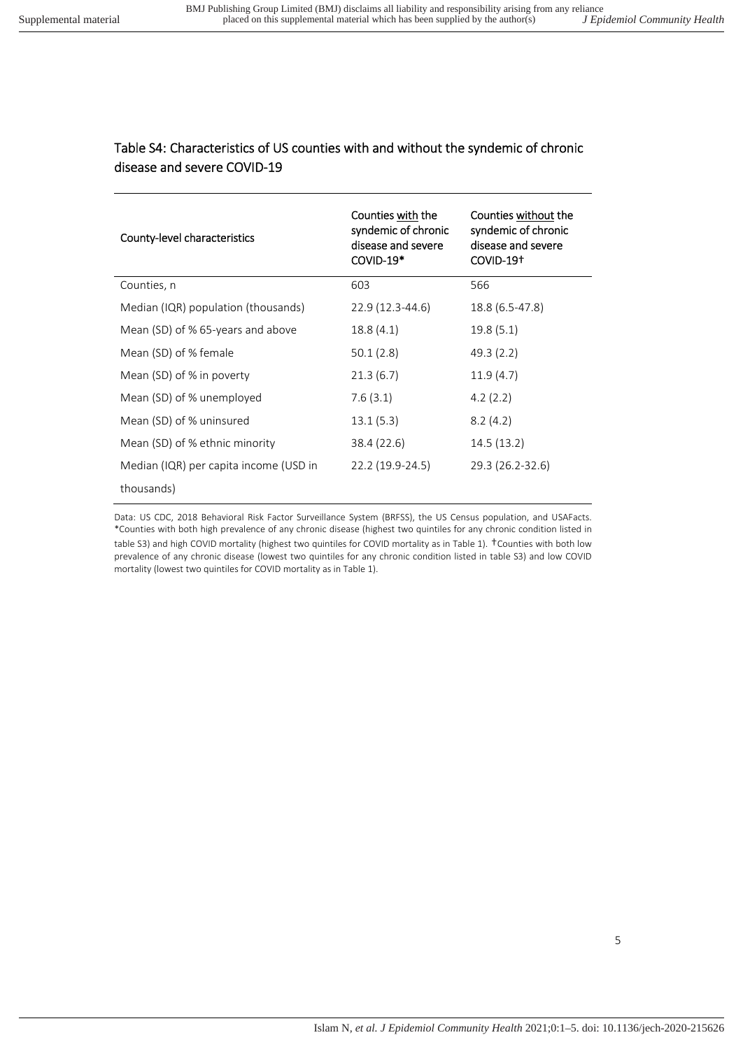## Table S4: Characteristics of US counties with and without the syndemic of chronic disease and severe COVID-19

| County-level characteristics | Counties with the syndemic of chronic disease and severe COVID-19* | Counties without the syndemic of chronic disease and severe COVID-19† |
|---|---|---|
| Counties, n | 603 | 566 |
| Median (IQR) population (thousands) | 22.9 (12.3-44.6) | 18.8 (6.5-47.8) |
| Mean (SD) of % 65-years and above | 18.8 (4.1) | 19.8 (5.1) |
| Mean (SD) of % female | 50.1 (2.8) | 49.3 (2.2) |
| Mean (SD) of % in poverty | 21.3 (6.7) | 11.9 (4.7) |
| Mean (SD) of % unemployed | 7.6 (3.1) | 4.2 (2.2) |
| Mean (SD) of % uninsured | 13.1 (5.3) | 8.2 (4.2) |
| Mean (SD) of % ethnic minority | 38.4 (22.6) | 14.5 (13.2) |
| Median (IQR) per capita income (USD in thousands) | 22.2 (19.9-24.5) | 29.3 (26.2-32.6) |

Data: US CDC, 2018 Behavioral Risk Factor Surveillance System (BRFSS), the US Census population, and USAFacts. *Counties with both high prevalence of any chronic disease (highest two quintiles for any chronic condition listed in table S3) and high COVID mortality (highest two quintiles for COVID mortality as in Table 1). †Counties with both low prevalence of any chronic disease (lowest two quintiles for any chronic condition listed in table S3) and low COVID mortality (lowest two quintiles for COVID mortality as in Table 1).